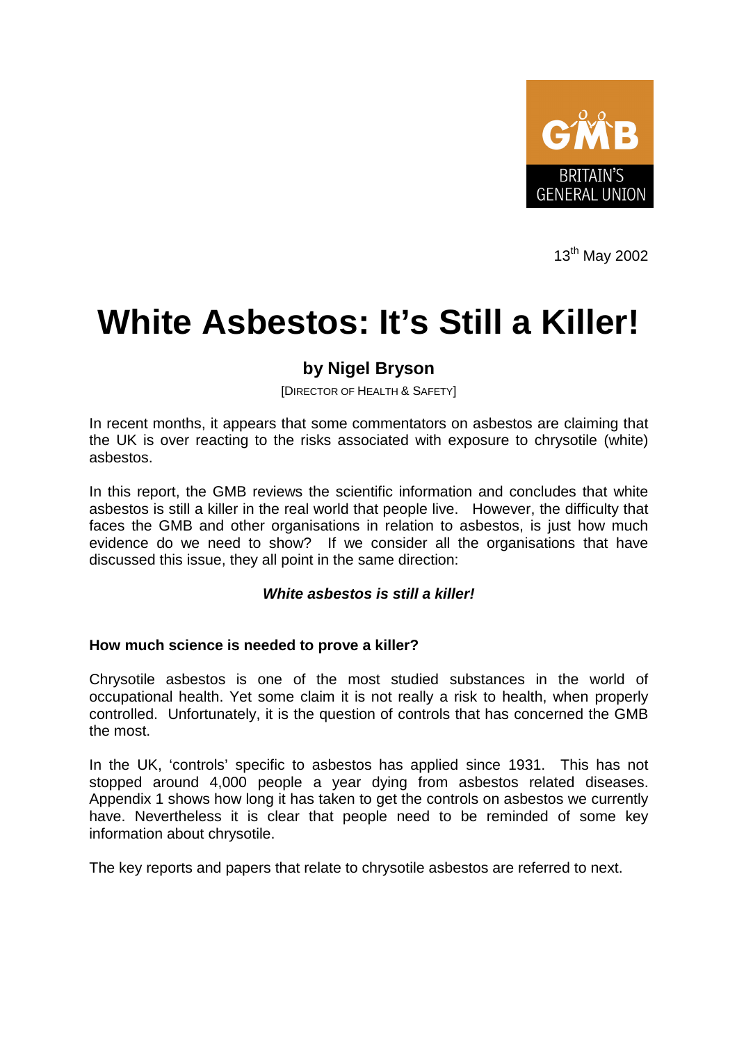GMB

BRITAIN'S GENERAL UNION

13th May 2002

# White Asbestos: It's Still a Killer!

### by Nigel Bryson

[DIRECTOR OF HEALTH & SAFETY]

In recent months, it appears that some commentators on asbestos are claiming that the UK is over reacting to the risks associated with exposure to chrysotile (white) asbestos.

In this report, the GMB reviews the scientific information and concludes that white asbestos is still a killer in the real world that people live. However, the difficulty that faces the GMB and other organisations in relation to asbestos, is just how much evidence do we need to show? If we consider all the organisations that have discussed this issue, they all point in the same direction:

***White asbestos is still a killer!***

**How much science is needed to prove a killer?**

Chrysotile asbestos is one of the most studied substances in the world of occupational health. Yet some claim it is not really a risk to health, when properly controlled. Unfortunately, it is the question of controls that has concerned the GMB the most.

In the UK, 'controls' specific to asbestos has applied since 1931. This has not stopped around 4,000 people a year dying from asbestos related diseases. Appendix 1 shows how long it has taken to get the controls on asbestos we currently have. Nevertheless it is clear that people need to be reminded of some key information about chrysotile.

The key reports and papers that relate to chrysotile asbestos are referred to next.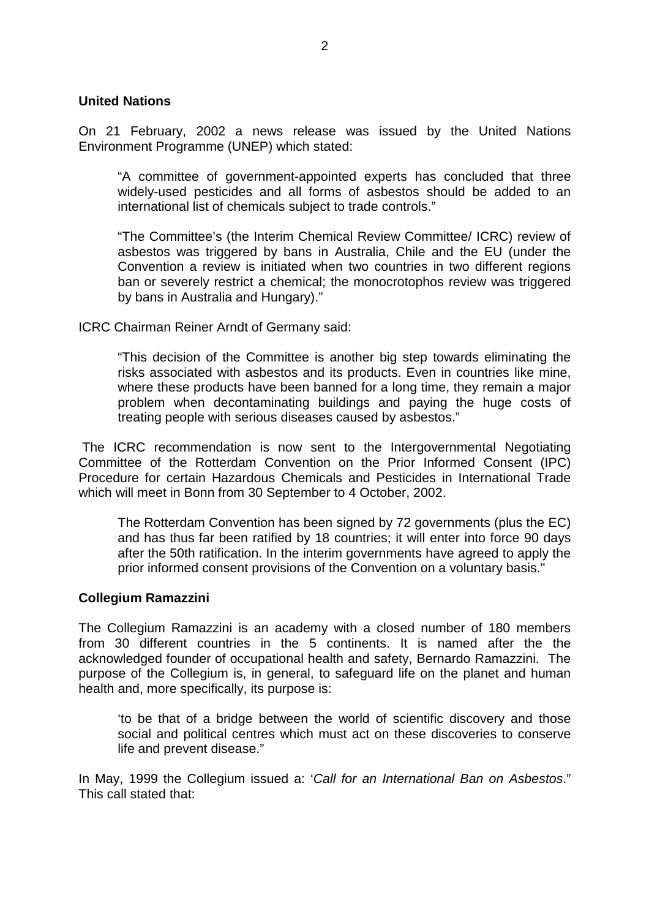**United Nations**

On 21 February, 2002 a news release was issued by the United Nations Environment Programme (UNEP) which stated:

> "A committee of government-appointed experts has concluded that three widely-used pesticides and all forms of asbestos should be added to an international list of chemicals subject to trade controls."
>
> "The Committee's (the Interim Chemical Review Committee/ ICRC) review of asbestos was triggered by bans in Australia, Chile and the EU (under the Convention a review is initiated when two countries in two different regions ban or severely restrict a chemical; the monocrotophos review was triggered by bans in Australia and Hungary)."

ICRC Chairman Reiner Arndt of Germany said:

> "This decision of the Committee is another big step towards eliminating the risks associated with asbestos and its products. Even in countries like mine, where these products have been banned for a long time, they remain a major problem when decontaminating buildings and paying the huge costs of treating people with serious diseases caused by asbestos."

The ICRC recommendation is now sent to the Intergovernmental Negotiating Committee of the Rotterdam Convention on the Prior Informed Consent (IPC) Procedure for certain Hazardous Chemicals and Pesticides in International Trade which will meet in Bonn from 30 September to 4 October, 2002.

> The Rotterdam Convention has been signed by 72 governments (plus the EC) and has thus far been ratified by 18 countries; it will enter into force 90 days after the 50th ratification. In the interim governments have agreed to apply the prior informed consent provisions of the Convention on a voluntary basis."

**Collegium Ramazzini**

The Collegium Ramazzini is an academy with a closed number of 180 members from 30 different countries in the 5 continents. It is named after the the acknowledged founder of occupational health and safety, Bernardo Ramazzini. The purpose of the Collegium is, in general, to safeguard life on the planet and human health and, more specifically, its purpose is:

> 'to be that of a bridge between the world of scientific discovery and those social and political centres which must act on these discoveries to conserve life and prevent disease."

In May, 1999 the Collegium issued a: '*Call for an International Ban on Asbestos*." This call stated that: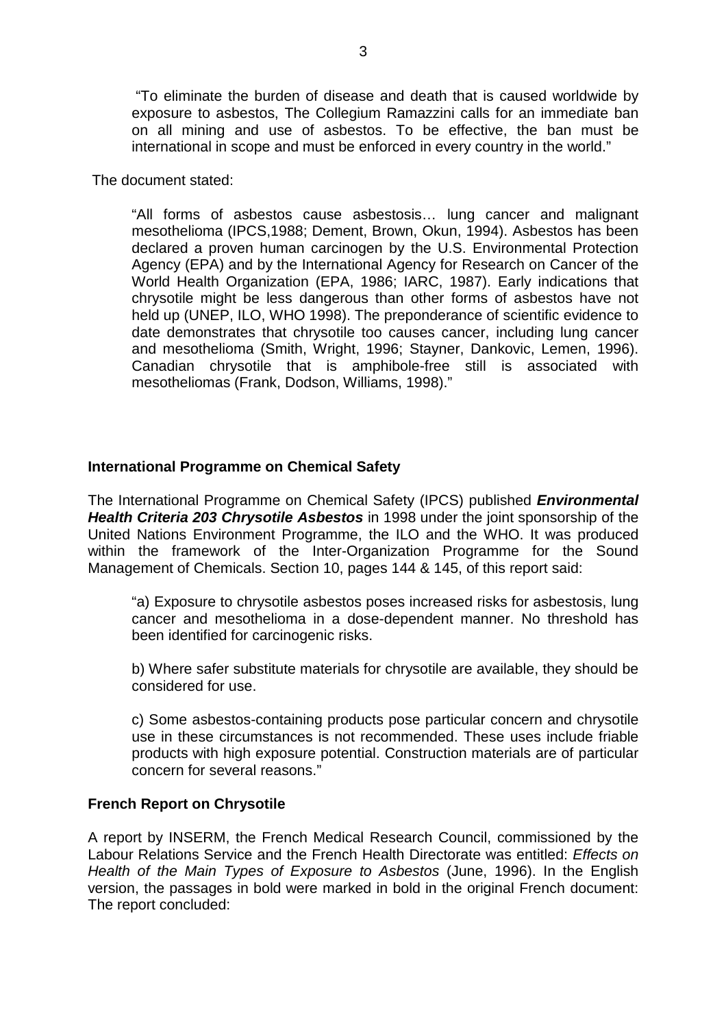> "To eliminate the burden of disease and death that is caused worldwide by exposure to asbestos, The Collegium Ramazzini calls for an immediate ban on all mining and use of asbestos. To be effective, the ban must be international in scope and must be enforced in every country in the world."

The document stated:

> "All forms of asbestos cause asbestosis… lung cancer and malignant mesothelioma (IPCS,1988; Dement, Brown, Okun, 1994). Asbestos has been declared a proven human carcinogen by the U.S. Environmental Protection Agency (EPA) and by the International Agency for Research on Cancer of the World Health Organization (EPA, 1986; IARC, 1987). Early indications that chrysotile might be less dangerous than other forms of asbestos have not held up (UNEP, ILO, WHO 1998). The preponderance of scientific evidence to date demonstrates that chrysotile too causes cancer, including lung cancer and mesothelioma (Smith, Wright, 1996; Stayner, Dankovic, Lemen, 1996). Canadian chrysotile that is amphibole-free still is associated with mesotheliomas (Frank, Dodson, Williams, 1998)."

**International Programme on Chemical Safety**

The International Programme on Chemical Safety (IPCS) published ***Environmental Health Criteria 203 Chrysotile Asbestos*** in 1998 under the joint sponsorship of the United Nations Environment Programme, the ILO and the WHO. It was produced within the framework of the Inter-Organization Programme for the Sound Management of Chemicals. Section 10, pages 144 & 145, of this report said:

> "a) Exposure to chrysotile asbestos poses increased risks for asbestosis, lung cancer and mesothelioma in a dose-dependent manner. No threshold has been identified for carcinogenic risks.
>
> b) Where safer substitute materials for chrysotile are available, they should be considered for use.
>
> c) Some asbestos-containing products pose particular concern and chrysotile use in these circumstances is not recommended. These uses include friable products with high exposure potential. Construction materials are of particular concern for several reasons."

**French Report on Chrysotile**

A report by INSERM, the French Medical Research Council, commissioned by the Labour Relations Service and the French Health Directorate was entitled: *Effects on Health of the Main Types of Exposure to Asbestos* (June, 1996). In the English version, the passages in bold were marked in bold in the original French document: The report concluded: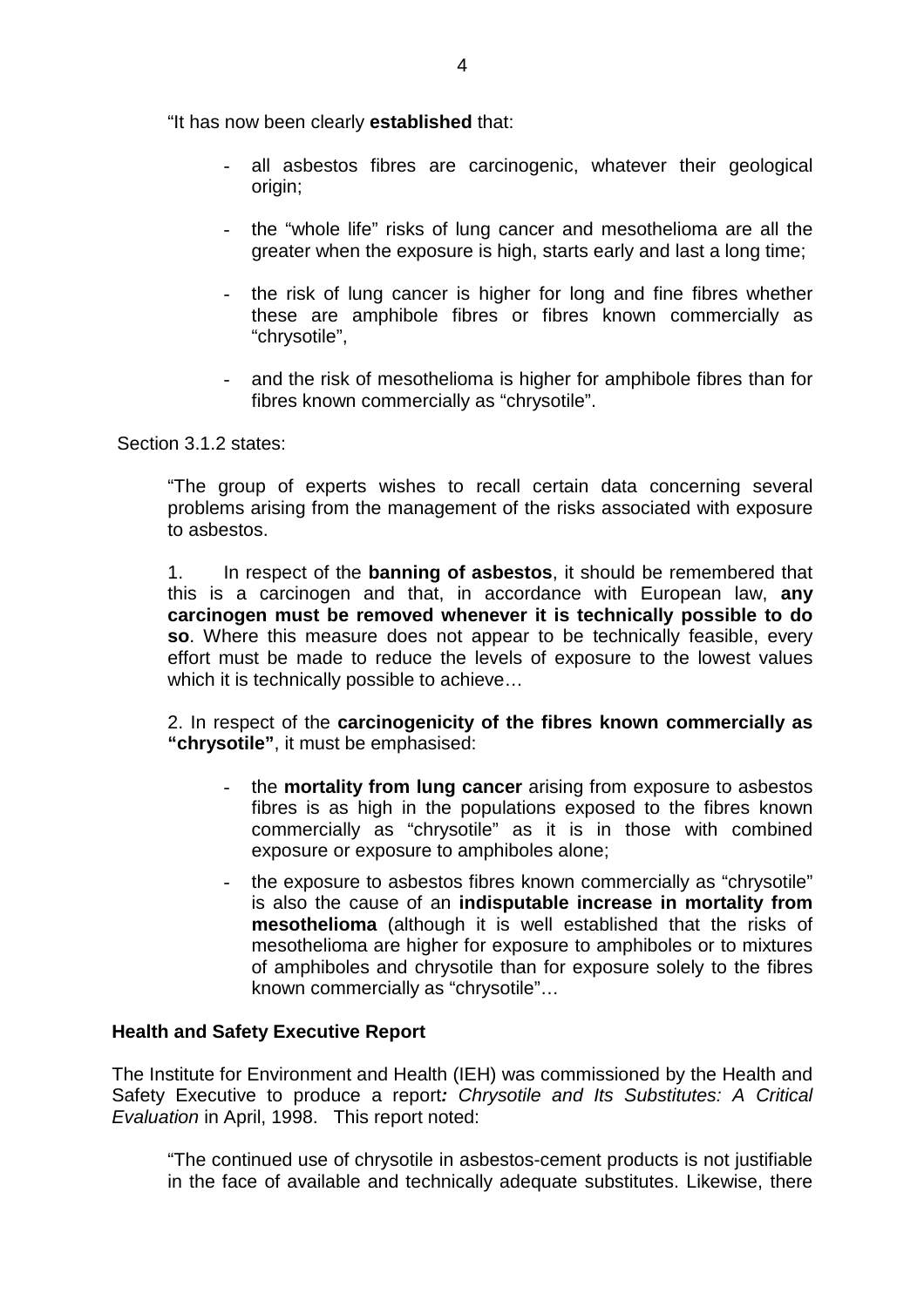"It has now been clearly **established** that:

- all asbestos fibres are carcinogenic, whatever their geological origin;
- the "whole life" risks of lung cancer and mesothelioma are all the greater when the exposure is high, starts early and last a long time;
- the risk of lung cancer is higher for long and fine fibres whether these are amphibole fibres or fibres known commercially as "chrysotile",
- and the risk of mesothelioma is higher for amphibole fibres than for fibres known commercially as "chrysotile".

Section 3.1.2 states:

> "The group of experts wishes to recall certain data concerning several problems arising from the management of the risks associated with exposure to asbestos.
>
> 1. In respect of the **banning of asbestos**, it should be remembered that this is a carcinogen and that, in accordance with European law, **any carcinogen must be removed whenever it is technically possible to do so**. Where this measure does not appear to be technically feasible, every effort must be made to reduce the levels of exposure to the lowest values which it is technically possible to achieve…
>
> 2. In respect of the **carcinogenicity of the fibres known commercially as "chrysotile"**, it must be emphasised:
>
>     - the **mortality from lung cancer** arising from exposure to asbestos fibres is as high in the populations exposed to the fibres known commercially as "chrysotile" as it is in those with combined exposure or exposure to amphiboles alone;
>     - the exposure to asbestos fibres known commercially as "chrysotile" is also the cause of an **indisputable increase in mortality from mesothelioma** (although it is well established that the risks of mesothelioma are higher for exposure to amphiboles or to mixtures of amphiboles and chrysotile than for exposure solely to the fibres known commercially as "chrysotile"…

### Health and Safety Executive Report

The Institute for Environment and Health (IEH) was commissioned by the Health and Safety Executive to produce a report***:*** *Chrysotile and Its Substitutes: A Critical Evaluation* in April, 1998. This report noted:

> "The continued use of chrysotile in asbestos-cement products is not justifiable in the face of available and technically adequate substitutes. Likewise, there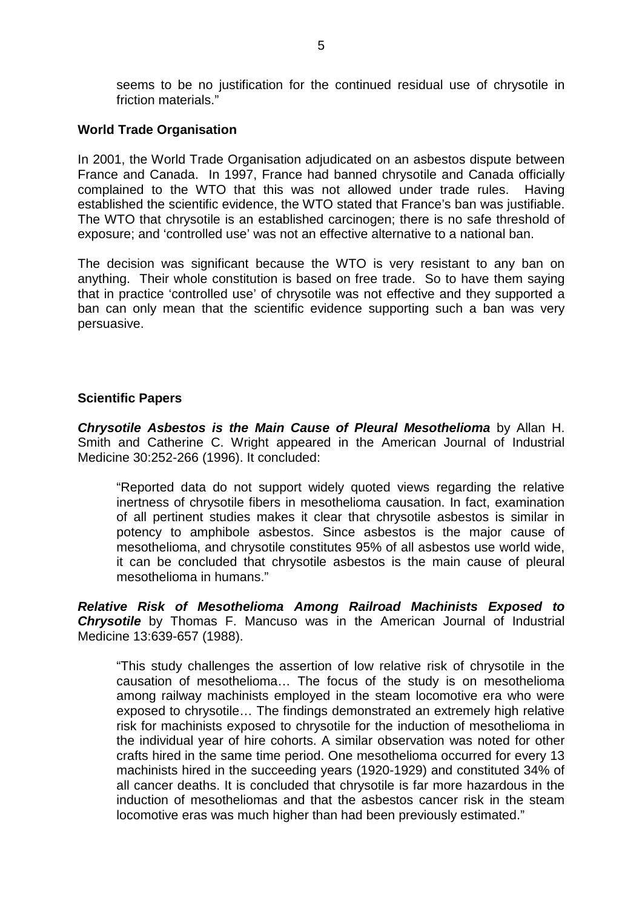seems to be no justification for the continued residual use of chrysotile in friction materials."

**World Trade Organisation**

In 2001, the World Trade Organisation adjudicated on an asbestos dispute between France and Canada. In 1997, France had banned chrysotile and Canada officially complained to the WTO that this was not allowed under trade rules. Having established the scientific evidence, the WTO stated that France's ban was justifiable. The WTO that chrysotile is an established carcinogen; there is no safe threshold of exposure; and 'controlled use' was not an effective alternative to a national ban.

The decision was significant because the WTO is very resistant to any ban on anything. Their whole constitution is based on free trade. So to have them saying that in practice 'controlled use' of chrysotile was not effective and they supported a ban can only mean that the scientific evidence supporting such a ban was very persuasive.

**Scientific Papers**

***Chrysotile Asbestos is the Main Cause of Pleural Mesothelioma*** by Allan H. Smith and Catherine C. Wright appeared in the American Journal of Industrial Medicine 30:252-266 (1996). It concluded:

> "Reported data do not support widely quoted views regarding the relative inertness of chrysotile fibers in mesothelioma causation. In fact, examination of all pertinent studies makes it clear that chrysotile asbestos is similar in potency to amphibole asbestos. Since asbestos is the major cause of mesothelioma, and chrysotile constitutes 95% of all asbestos use world wide, it can be concluded that chrysotile asbestos is the main cause of pleural mesothelioma in humans."

***Relative Risk of Mesothelioma Among Railroad Machinists Exposed to Chrysotile*** by Thomas F. Mancuso was in the American Journal of Industrial Medicine 13:639-657 (1988).

> "This study challenges the assertion of low relative risk of chrysotile in the causation of mesothelioma… The focus of the study is on mesothelioma among railway machinists employed in the steam locomotive era who were exposed to chrysotile… The findings demonstrated an extremely high relative risk for machinists exposed to chrysotile for the induction of mesothelioma in the individual year of hire cohorts. A similar observation was noted for other crafts hired in the same time period. One mesothelioma occurred for every 13 machinists hired in the succeeding years (1920-1929) and constituted 34% of all cancer deaths. It is concluded that chrysotile is far more hazardous in the induction of mesotheliomas and that the asbestos cancer risk in the steam locomotive eras was much higher than had been previously estimated."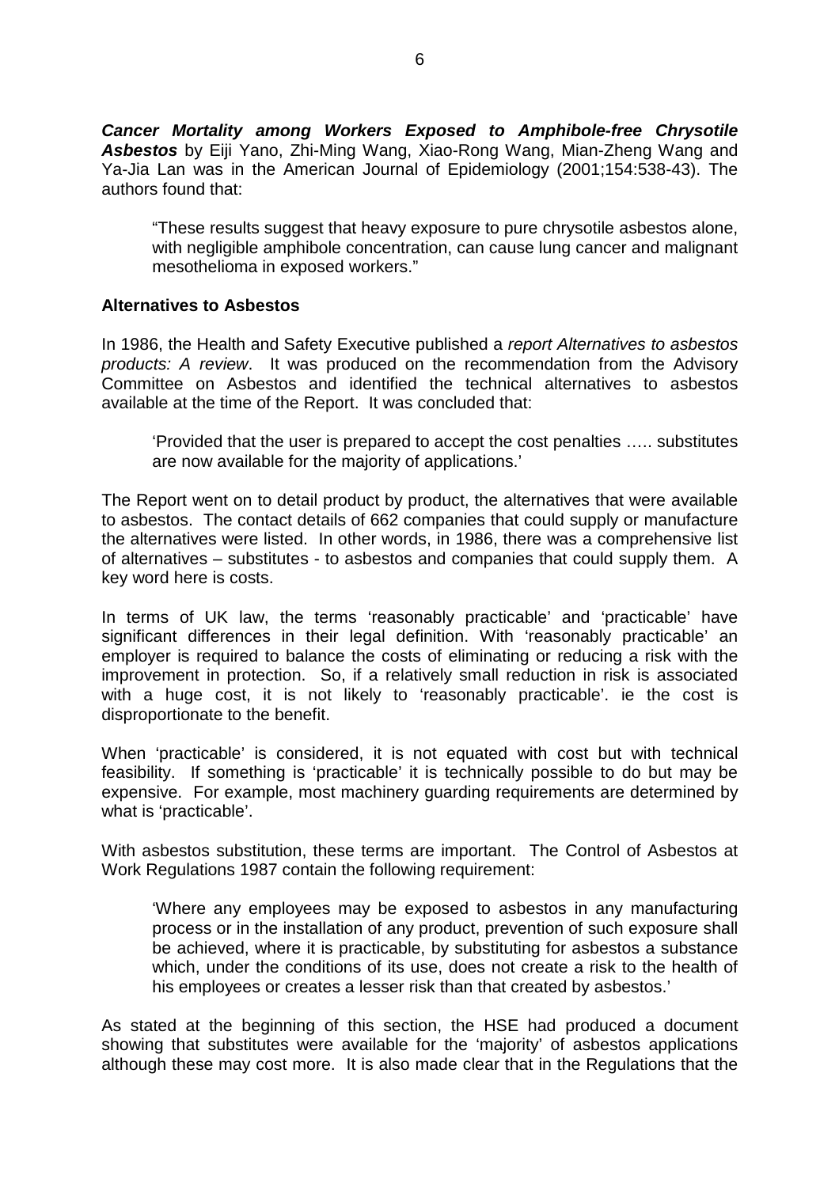***Cancer Mortality among Workers Exposed to Amphibole-free Chrysotile Asbestos*** by Eiji Yano, Zhi-Ming Wang, Xiao-Rong Wang, Mian-Zheng Wang and Ya-Jia Lan was in the American Journal of Epidemiology (2001;154:538-43). The authors found that:

> "These results suggest that heavy exposure to pure chrysotile asbestos alone, with negligible amphibole concentration, can cause lung cancer and malignant mesothelioma in exposed workers."

**Alternatives to Asbestos**

In 1986, the Health and Safety Executive published a *report Alternatives to asbestos products: A review*. It was produced on the recommendation from the Advisory Committee on Asbestos and identified the technical alternatives to asbestos available at the time of the Report. It was concluded that:

> 'Provided that the user is prepared to accept the cost penalties ….. substitutes are now available for the majority of applications.'

The Report went on to detail product by product, the alternatives that were available to asbestos. The contact details of 662 companies that could supply or manufacture the alternatives were listed. In other words, in 1986, there was a comprehensive list of alternatives – substitutes - to asbestos and companies that could supply them. A key word here is costs.

In terms of UK law, the terms 'reasonably practicable' and 'practicable' have significant differences in their legal definition. With 'reasonably practicable' an employer is required to balance the costs of eliminating or reducing a risk with the improvement in protection. So, if a relatively small reduction in risk is associated with a huge cost, it is not likely to 'reasonably practicable'. ie the cost is disproportionate to the benefit.

When 'practicable' is considered, it is not equated with cost but with technical feasibility. If something is 'practicable' it is technically possible to do but may be expensive. For example, most machinery guarding requirements are determined by what is 'practicable'.

With asbestos substitution, these terms are important. The Control of Asbestos at Work Regulations 1987 contain the following requirement:

> 'Where any employees may be exposed to asbestos in any manufacturing process or in the installation of any product, prevention of such exposure shall be achieved, where it is practicable, by substituting for asbestos a substance which, under the conditions of its use, does not create a risk to the health of his employees or creates a lesser risk than that created by asbestos.'

As stated at the beginning of this section, the HSE had produced a document showing that substitutes were available for the 'majority' of asbestos applications although these may cost more. It is also made clear that in the Regulations that the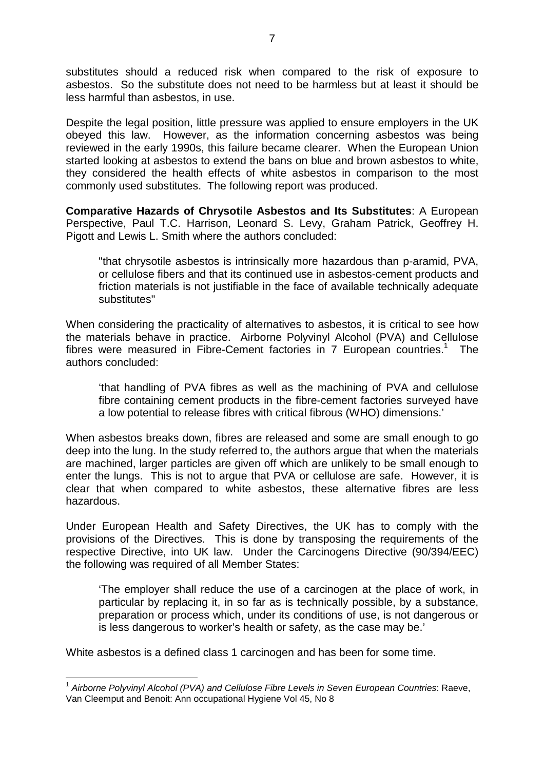substitutes should a reduced risk when compared to the risk of exposure to asbestos. So the substitute does not need to be harmless but at least it should be less harmful than asbestos, in use.

Despite the legal position, little pressure was applied to ensure employers in the UK obeyed this law. However, as the information concerning asbestos was being reviewed in the early 1990s, this failure became clearer. When the European Union started looking at asbestos to extend the bans on blue and brown asbestos to white, they considered the health effects of white asbestos in comparison to the most commonly used substitutes. The following report was produced.

**Comparative Hazards of Chrysotile Asbestos and Its Substitutes**: A European Perspective, Paul T.C. Harrison, Leonard S. Levy, Graham Patrick, Geoffrey H. Pigott and Lewis L. Smith where the authors concluded:

> "that chrysotile asbestos is intrinsically more hazardous than p-aramid, PVA, or cellulose fibers and that its continued use in asbestos-cement products and friction materials is not justifiable in the face of available technically adequate substitutes"

When considering the practicality of alternatives to asbestos, it is critical to see how the materials behave in practice. Airborne Polyvinyl Alcohol (PVA) and Cellulose fibres were measured in Fibre-Cement factories in 7 European countries.[1] The authors concluded:

> 'that handling of PVA fibres as well as the machining of PVA and cellulose fibre containing cement products in the fibre-cement factories surveyed have a low potential to release fibres with critical fibrous (WHO) dimensions.'

When asbestos breaks down, fibres are released and some are small enough to go deep into the lung. In the study referred to, the authors argue that when the materials are machined, larger particles are given off which are unlikely to be small enough to enter the lungs. This is not to argue that PVA or cellulose are safe. However, it is clear that when compared to white asbestos, these alternative fibres are less hazardous.

Under European Health and Safety Directives, the UK has to comply with the provisions of the Directives. This is done by transposing the requirements of the respective Directive, into UK law. Under the Carcinogens Directive (90/394/EEC) the following was required of all Member States:

> 'The employer shall reduce the use of a carcinogen at the place of work, in particular by replacing it, in so far as is technically possible, by a substance, preparation or process which, under its conditions of use, is not dangerous or is less dangerous to worker's health or safety, as the case may be.'

White asbestos is a defined class 1 carcinogen and has been for some time.

---

[1] *Airborne Polyvinyl Alcohol (PVA) and Cellulose Fibre Levels in Seven European Countries*: Raeve, Van Cleemput and Benoit: Ann occupational Hygiene Vol 45, No 8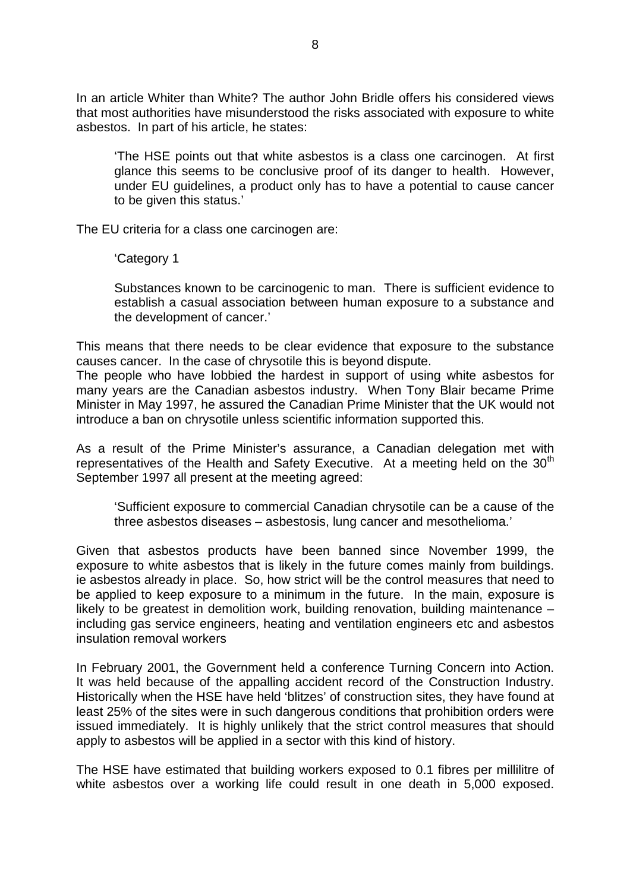In an article Whiter than White? The author John Bridle offers his considered views that most authorities have misunderstood the risks associated with exposure to white asbestos. In part of his article, he states:

> 'The HSE points out that white asbestos is a class one carcinogen. At first glance this seems to be conclusive proof of its danger to health. However, under EU guidelines, a product only has to have a potential to cause cancer to be given this status.'

The EU criteria for a class one carcinogen are:

> 'Category 1
>
> Substances known to be carcinogenic to man. There is sufficient evidence to establish a casual association between human exposure to a substance and the development of cancer.'

This means that there needs to be clear evidence that exposure to the substance causes cancer. In the case of chrysotile this is beyond dispute.

The people who have lobbied the hardest in support of using white asbestos for many years are the Canadian asbestos industry. When Tony Blair became Prime Minister in May 1997, he assured the Canadian Prime Minister that the UK would not introduce a ban on chrysotile unless scientific information supported this.

As a result of the Prime Minister's assurance, a Canadian delegation met with representatives of the Health and Safety Executive. At a meeting held on the 30th September 1997 all present at the meeting agreed:

> 'Sufficient exposure to commercial Canadian chrysotile can be a cause of the three asbestos diseases – asbestosis, lung cancer and mesothelioma.'

Given that asbestos products have been banned since November 1999, the exposure to white asbestos that is likely in the future comes mainly from buildings. ie asbestos already in place. So, how strict will be the control measures that need to be applied to keep exposure to a minimum in the future. In the main, exposure is likely to be greatest in demolition work, building renovation, building maintenance – including gas service engineers, heating and ventilation engineers etc and asbestos insulation removal workers

In February 2001, the Government held a conference Turning Concern into Action. It was held because of the appalling accident record of the Construction Industry. Historically when the HSE have held 'blitzes' of construction sites, they have found at least 25% of the sites were in such dangerous conditions that prohibition orders were issued immediately. It is highly unlikely that the strict control measures that should apply to asbestos will be applied in a sector with this kind of history.

The HSE have estimated that building workers exposed to 0.1 fibres per millilitre of white asbestos over a working life could result in one death in 5,000 exposed.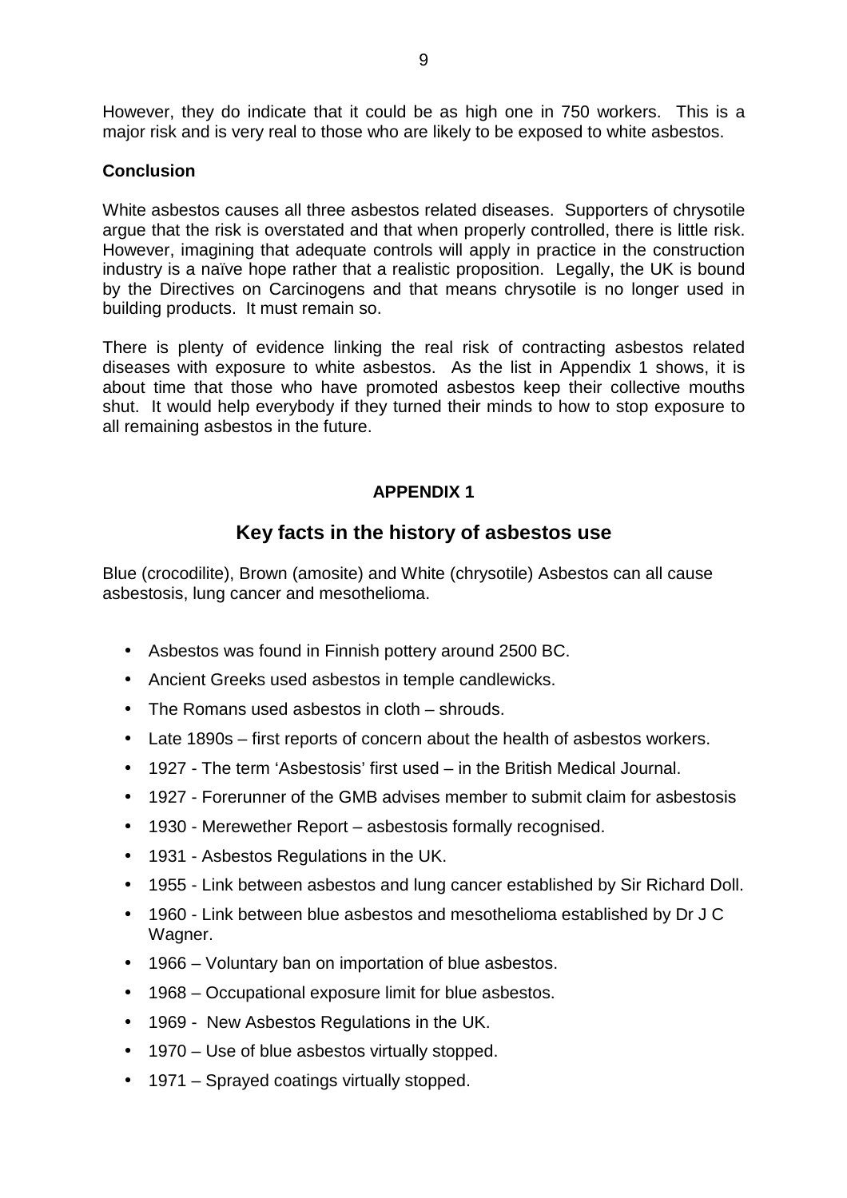However, they do indicate that it could be as high one in 750 workers. This is a major risk and is very real to those who are likely to be exposed to white asbestos.

**Conclusion**

White asbestos causes all three asbestos related diseases. Supporters of chrysotile argue that the risk is overstated and that when properly controlled, there is little risk. However, imagining that adequate controls will apply in practice in the construction industry is a naïve hope rather that a realistic proposition. Legally, the UK is bound by the Directives on Carcinogens and that means chrysotile is no longer used in building products. It must remain so.

There is plenty of evidence linking the real risk of contracting asbestos related diseases with exposure to white asbestos. As the list in Appendix 1 shows, it is about time that those who have promoted asbestos keep their collective mouths shut. It would help everybody if they turned their minds to how to stop exposure to all remaining asbestos in the future.

**APPENDIX 1**

## Key facts in the history of asbestos use

Blue (crocodilite), Brown (amosite) and White (chrysotile) Asbestos can all cause asbestosis, lung cancer and mesothelioma.

- Asbestos was found in Finnish pottery around 2500 BC.
- Ancient Greeks used asbestos in temple candlewicks.
- The Romans used asbestos in cloth – shrouds.
- Late 1890s – first reports of concern about the health of asbestos workers.
- 1927 - The term 'Asbestosis' first used – in the British Medical Journal.
- 1927 - Forerunner of the GMB advises member to submit claim for asbestosis
- 1930 - Merewether Report – asbestosis formally recognised.
- 1931 - Asbestos Regulations in the UK.
- 1955 - Link between asbestos and lung cancer established by Sir Richard Doll.
- 1960 - Link between blue asbestos and mesothelioma established by Dr J C Wagner.
- 1966 – Voluntary ban on importation of blue asbestos.
- 1968 – Occupational exposure limit for blue asbestos.
- 1969 - New Asbestos Regulations in the UK.
- 1970 – Use of blue asbestos virtually stopped.
- 1971 – Sprayed coatings virtually stopped.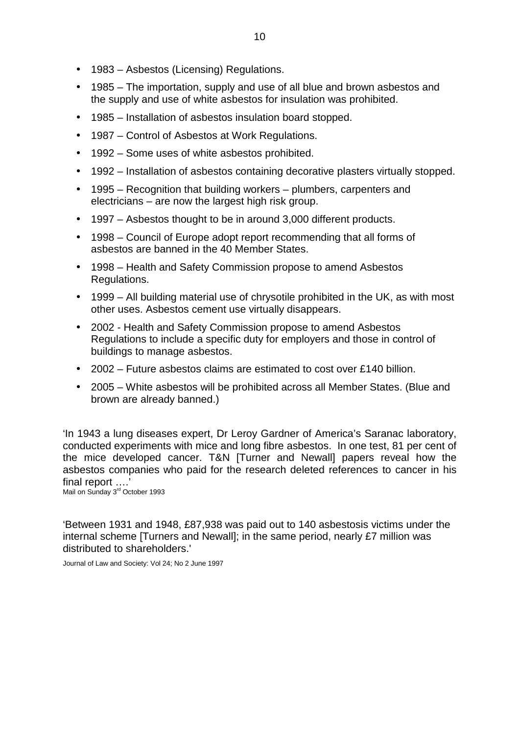- 1983 – Asbestos (Licensing) Regulations.
- 1985 – The importation, supply and use of all blue and brown asbestos and the supply and use of white asbestos for insulation was prohibited.
- 1985 – Installation of asbestos insulation board stopped.
- 1987 – Control of Asbestos at Work Regulations.
- 1992 – Some uses of white asbestos prohibited.
- 1992 – Installation of asbestos containing decorative plasters virtually stopped.
- 1995 – Recognition that building workers – plumbers, carpenters and electricians – are now the largest high risk group.
- 1997 – Asbestos thought to be in around 3,000 different products.
- 1998 – Council of Europe adopt report recommending that all forms of asbestos are banned in the 40 Member States.
- 1998 – Health and Safety Commission propose to amend Asbestos Regulations.
- 1999 – All building material use of chrysotile prohibited in the UK, as with most other uses. Asbestos cement use virtually disappears.
- 2002 - Health and Safety Commission propose to amend Asbestos Regulations to include a specific duty for employers and those in control of buildings to manage asbestos.
- 2002 – Future asbestos claims are estimated to cost over £140 billion.
- 2005 – White asbestos will be prohibited across all Member States. (Blue and brown are already banned.)

'In 1943 a lung diseases expert, Dr Leroy Gardner of America's Saranac laboratory, conducted experiments with mice and long fibre asbestos. In one test, 81 per cent of the mice developed cancer. T&N [Turner and Newall] papers reveal how the asbestos companies who paid for the research deleted references to cancer in his final report ….'

Mail on Sunday 3rd October 1993

'Between 1931 and 1948, £87,938 was paid out to 140 asbestosis victims under the internal scheme [Turners and Newall]; in the same period, nearly £7 million was distributed to shareholders.'

Journal of Law and Society: Vol 24; No 2 June 1997